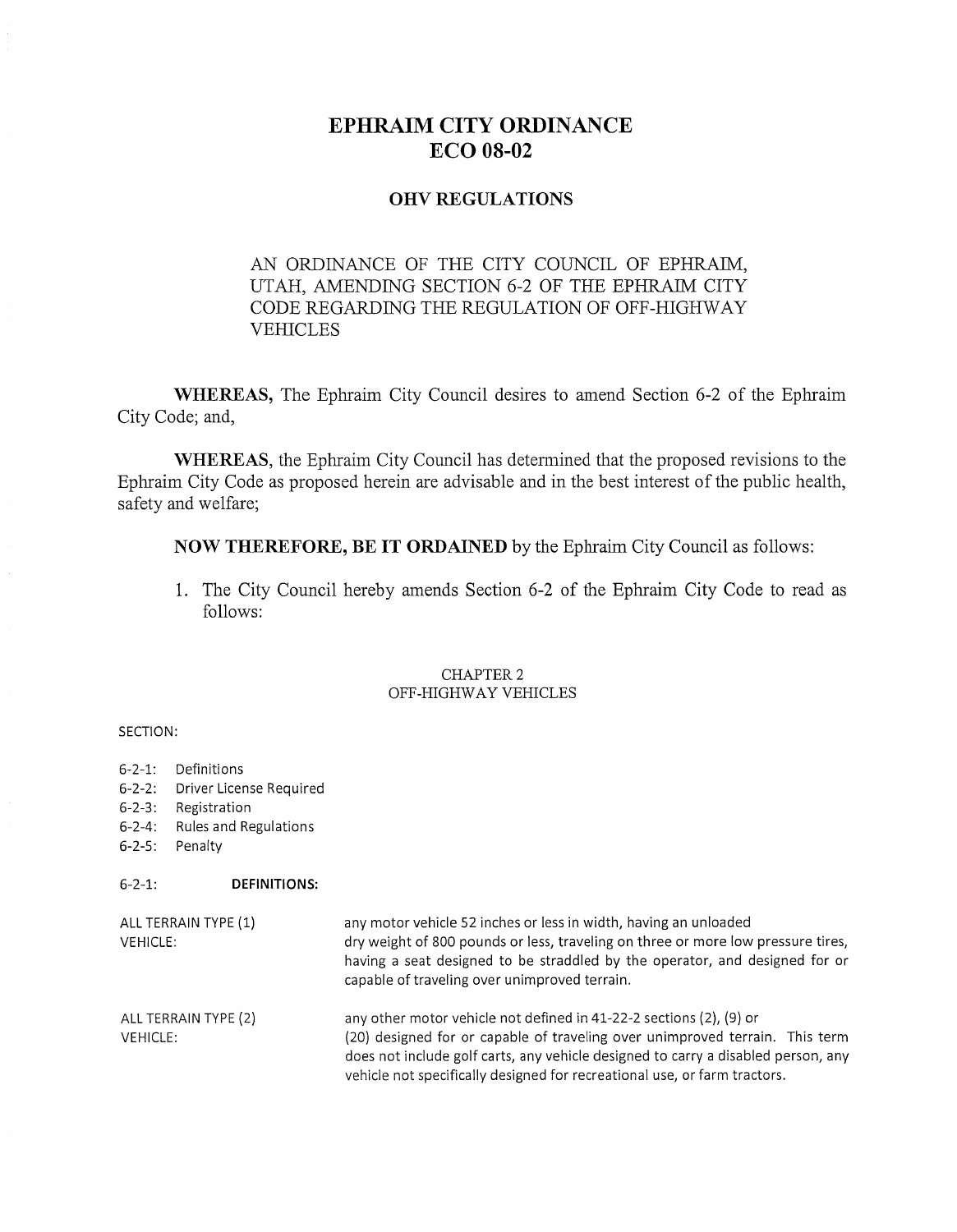# EPHRAIM CITY ORDINANCE
# ECO 08-02

## OHV REGULATIONS

AN ORDINANCE OF THE CITY COUNCIL OF EPHRAIM, UTAH, AMENDING SECTION 6-2 OF THE EPHRAIM CITY CODE REGARDING THE REGULATION OF OFF-HIGHWAY VEHICLES

**WHEREAS,** The Ephraim City Council desires to amend Section 6-2 of the Ephraim City Code; and,

**WHEREAS,** the Ephraim City Council has determined that the proposed revisions to the Ephraim City Code as proposed herein are advisable and in the best interest of the public health, safety and welfare;

**NOW THEREFORE, BE IT ORDAINED** by the Ephraim City Council as follows:

1. The City Council hereby amends Section 6-2 of the Ephraim City Code to read as follows:

CHAPTER 2
OFF-HIGHWAY VEHICLES

SECTION:

- 6-2-1: Definitions
- 6-2-2: Driver License Required
- 6-2-3: Registration
- 6-2-4: Rules and Regulations
- 6-2-5: Penalty

6-2-1: **DEFINITIONS:**

| | |
|---|---|
| ALL TERRAIN TYPE (1) VEHICLE: | any motor vehicle 52 inches or less in width, having an unloaded dry weight of 800 pounds or less, traveling on three or more low pressure tires, having a seat designed to be straddled by the operator, and designed for or capable of traveling over unimproved terrain. |
| ALL TERRAIN TYPE (2) VEHICLE: | any other motor vehicle not defined in 41-22-2 sections (2), (9) or (20) designed for or capable of traveling over unimproved terrain. This term does not include golf carts, any vehicle designed to carry a disabled person, any vehicle not specifically designed for recreational use, or farm tractors. |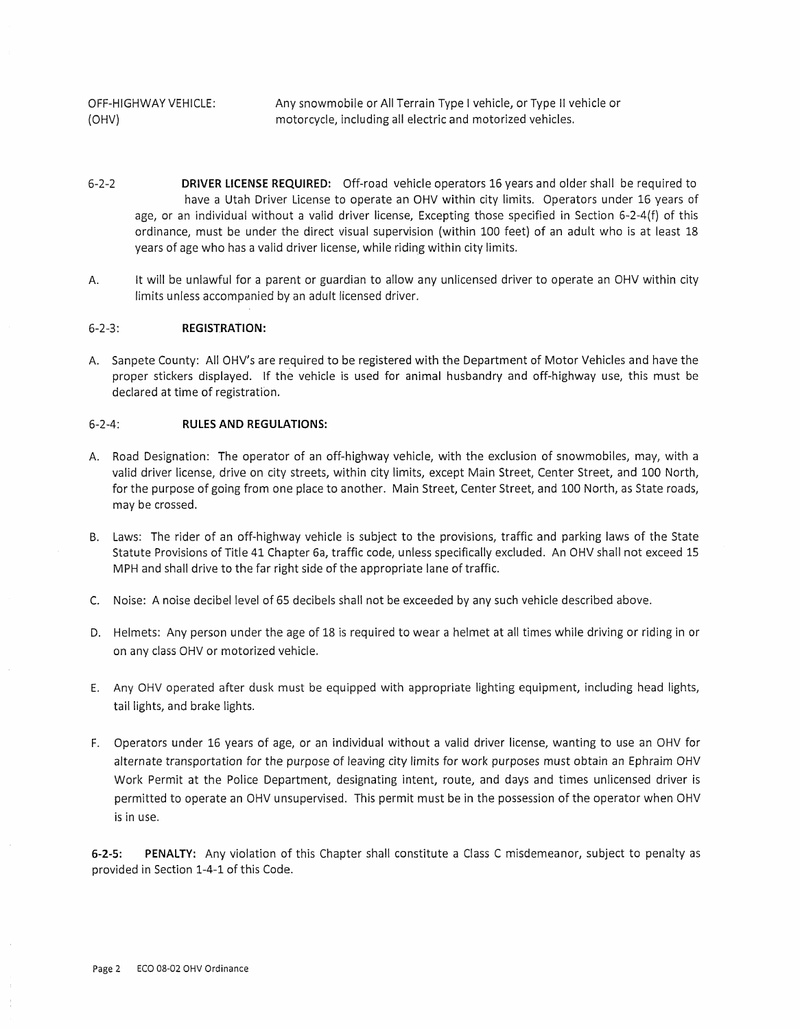| | |
|---|---|
| OFF-HIGHWAY VEHICLE: (OHV) | Any snowmobile or All Terrain Type I vehicle, or Type II vehicle or motorcycle, including all electric and motorized vehicles. |

6-2-2 **DRIVER LICENSE REQUIRED:** Off-road vehicle operators 16 years and older shall be required to have a Utah Driver License to operate an OHV within city limits. Operators under 16 years of age, or an individual without a valid driver license, Excepting those specified in Section 6-2-4(f) of this ordinance, must be under the direct visual supervision (within 100 feet) of an adult who is at least 18 years of age who has a valid driver license, while riding within city limits.

A. It will be unlawful for a parent or guardian to allow any unlicensed driver to operate an OHV within city limits unless accompanied by an adult licensed driver.

6-2-3: **REGISTRATION:**

A. Sanpete County: All OHV's are required to be registered with the Department of Motor Vehicles and have the proper stickers displayed. If the vehicle is used for animal husbandry and off-highway use, this must be declared at time of registration.

6-2-4: **RULES AND REGULATIONS:**

A. Road Designation: The operator of an off-highway vehicle, with the exclusion of snowmobiles, may, with a valid driver license, drive on city streets, within city limits, except Main Street, Center Street, and 100 North, for the purpose of going from one place to another. Main Street, Center Street, and 100 North, as State roads, may be crossed.

B. Laws: The rider of an off-highway vehicle is subject to the provisions, traffic and parking laws of the State Statute Provisions of Title 41 Chapter 6a, traffic code, unless specifically excluded. An OHV shall not exceed 15 MPH and shall drive to the far right side of the appropriate lane of traffic.

C. Noise: A noise decibel level of 65 decibels shall not be exceeded by any such vehicle described above.

D. Helmets: Any person under the age of 18 is required to wear a helmet at all times while driving or riding in or on any class OHV or motorized vehicle.

E. Any OHV operated after dusk must be equipped with appropriate lighting equipment, including head lights, tail lights, and brake lights.

F. Operators under 16 years of age, or an individual without a valid driver license, wanting to use an OHV for alternate transportation for the purpose of leaving city limits for work purposes must obtain an Ephraim OHV Work Permit at the Police Department, designating intent, route, and days and times unlicensed driver is permitted to operate an OHV unsupervised. This permit must be in the possession of the operator when OHV is in use.

**6-2-5: PENALTY:** Any violation of this Chapter shall constitute a Class C misdemeanor, subject to penalty as provided in Section 1-4-1 of this Code.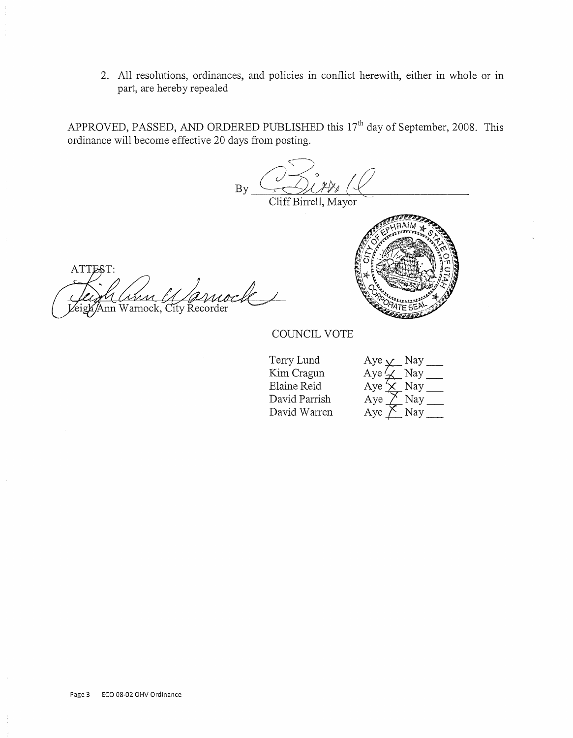2. All resolutions, ordinances, and policies in conflict herewith, either in whole or in part, are hereby repealed

APPROVED, PASSED, AND ORDERED PUBLISHED this 17th day of September, 2008. This ordinance will become effective 20 days from posting.

By ______________________
Cliff Birrell, Mayor

ATTEST:

______________________
Leigh Ann Warnock, City Recorder

CITY OF EPHRAIM ★ STATE OF UTAH ★ CORPORATE SEAL

COUNCIL VOTE

| | |
|---|---|
| Terry Lund | Aye X Nay ___ |
| Kim Cragun | Aye X Nay ___ |
| Elaine Reid | Aye X Nay ___ |
| David Parrish | Aye X Nay ___ |
| David Warren | Aye X Nay ___ |